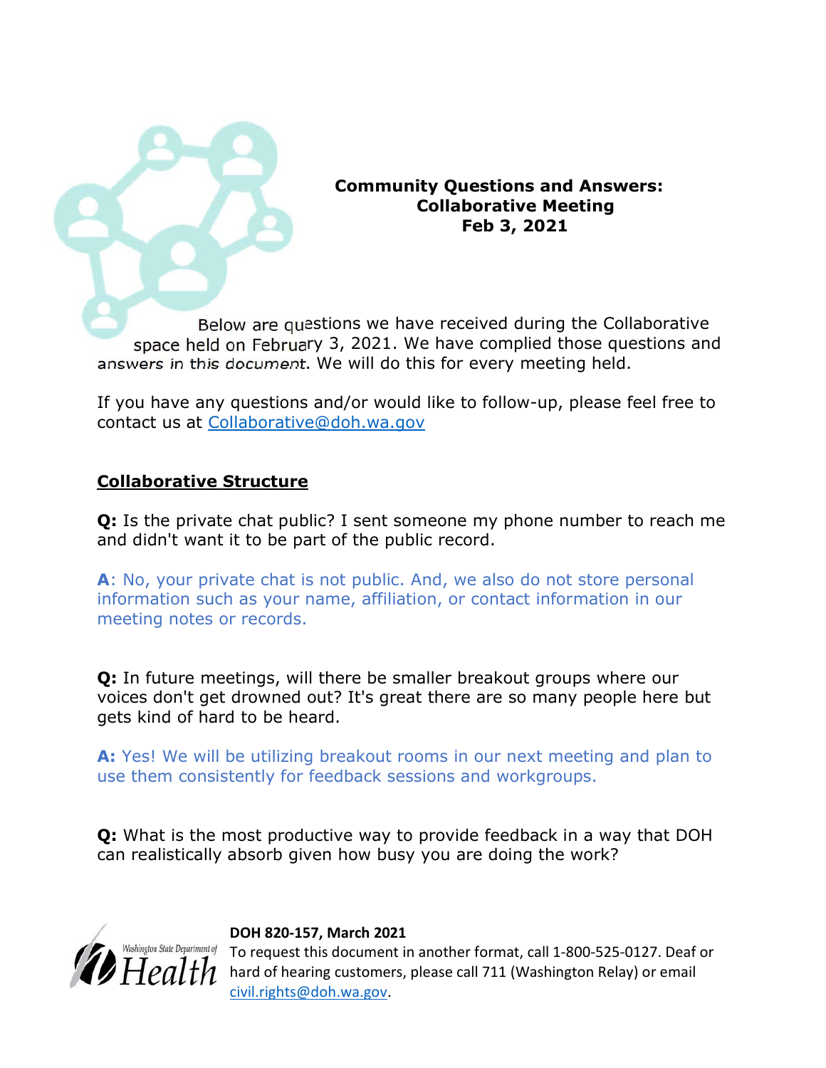# Community Questions and Answers: Collaborative Meeting Feb 3, 2021

Below are questions we have received during the Collaborative space held on February 3, 2021. We have complied those questions and answers in this document. We will do this for every meeting held.

If you have any questions and/or would like to follow-up, please feel free to contact us at [Collaborative@doh.wa.gov](mailto:Collaborative@doh.wa.gov)

## Collaborative Structure

**Q:** Is the private chat public? I sent someone my phone number to reach me and didn't want it to be part of the public record.

**A**: No, your private chat is not public. And, we also do not store personal information such as your name, affiliation, or contact information in our meeting notes or records.

**Q:** In future meetings, will there be smaller breakout groups where our voices don't get drowned out? It's great there are so many people here but gets kind of hard to be heard.

**A:** Yes! We will be utilizing breakout rooms in our next meeting and plan to use them consistently for feedback sessions and workgroups.

**Q:** What is the most productive way to provide feedback in a way that DOH can realistically absorb given how busy you are doing the work?

**DOH 820-157, March 2021**

To request this document in another format, call 1-800-525-0127. Deaf or hard of hearing customers, please call 711 (Washington Relay) or email [civil.rights@doh.wa.gov](mailto:civil.rights@doh.wa.gov).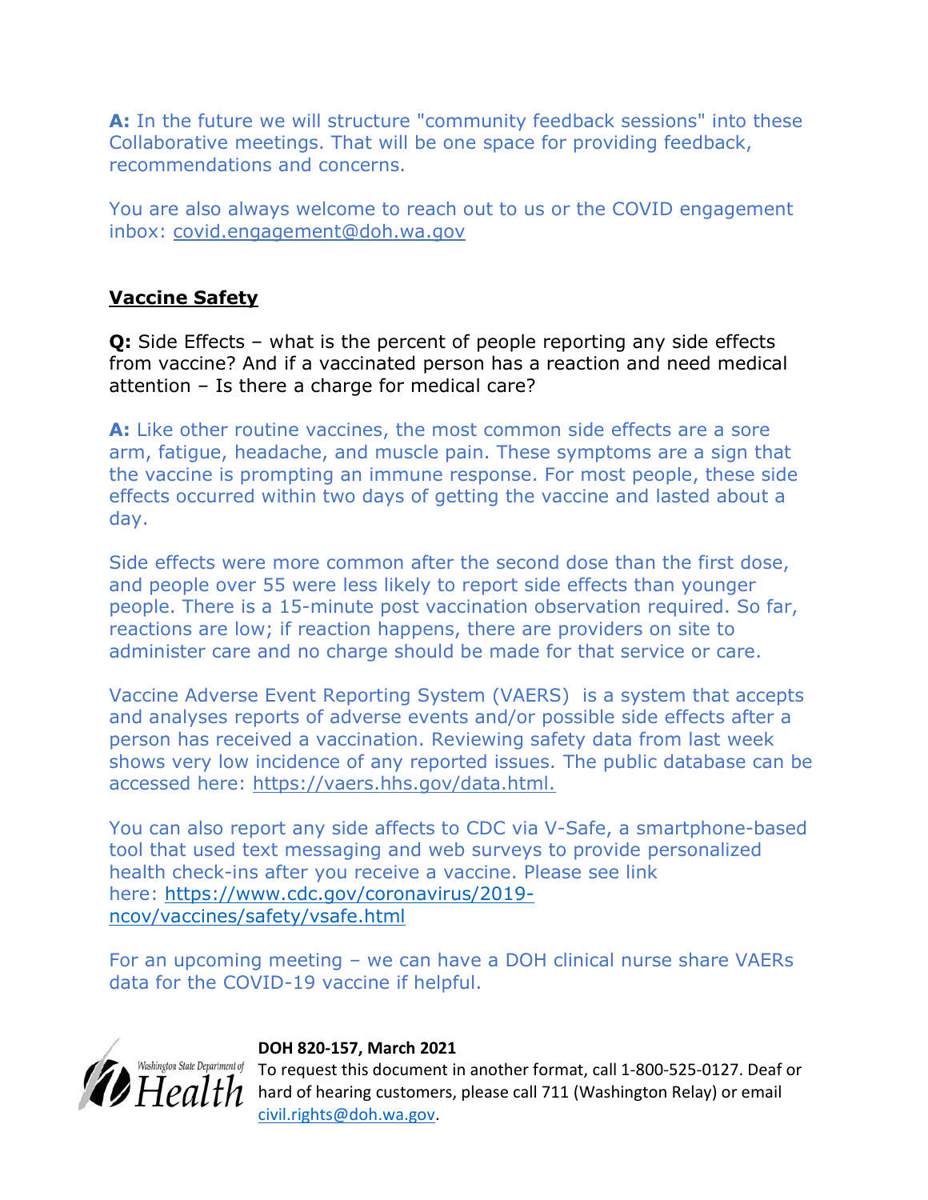**A:** In the future we will structure "community feedback sessions" into these Collaborative meetings. That will be one space for providing feedback, recommendations and concerns.

You are also always welcome to reach out to us or the COVID engagement inbox: covid.engagement@doh.wa.gov

## Vaccine Safety

**Q:** Side Effects – what is the percent of people reporting any side effects from vaccine? And if a vaccinated person has a reaction and need medical attention – Is there a charge for medical care?

**A:** Like other routine vaccines, the most common side effects are a sore arm, fatigue, headache, and muscle pain. These symptoms are a sign that the vaccine is prompting an immune response. For most people, these side effects occurred within two days of getting the vaccine and lasted about a day.

Side effects were more common after the second dose than the first dose, and people over 55 were less likely to report side effects than younger people. There is a 15-minute post vaccination observation required. So far, reactions are low; if reaction happens, there are providers on site to administer care and no charge should be made for that service or care.

Vaccine Adverse Event Reporting System (VAERS) is a system that accepts and analyses reports of adverse events and/or possible side effects after a person has received a vaccination. Reviewing safety data from last week shows very low incidence of any reported issues. The public database can be accessed here: https://vaers.hhs.gov/data.html.

You can also report any side affects to CDC via V-Safe, a smartphone-based tool that used text messaging and web surveys to provide personalized health check-ins after you receive a vaccine. Please see link here: https://www.cdc.gov/coronavirus/2019-ncov/vaccines/safety/vsafe.html

For an upcoming meeting – we can have a DOH clinical nurse share VAERs data for the COVID-19 vaccine if helpful.

Washington State Department of Health

**DOH 820-157, March 2021**

To request this document in another format, call 1-800-525-0127. Deaf or hard of hearing customers, please call 711 (Washington Relay) or email civil.rights@doh.wa.gov.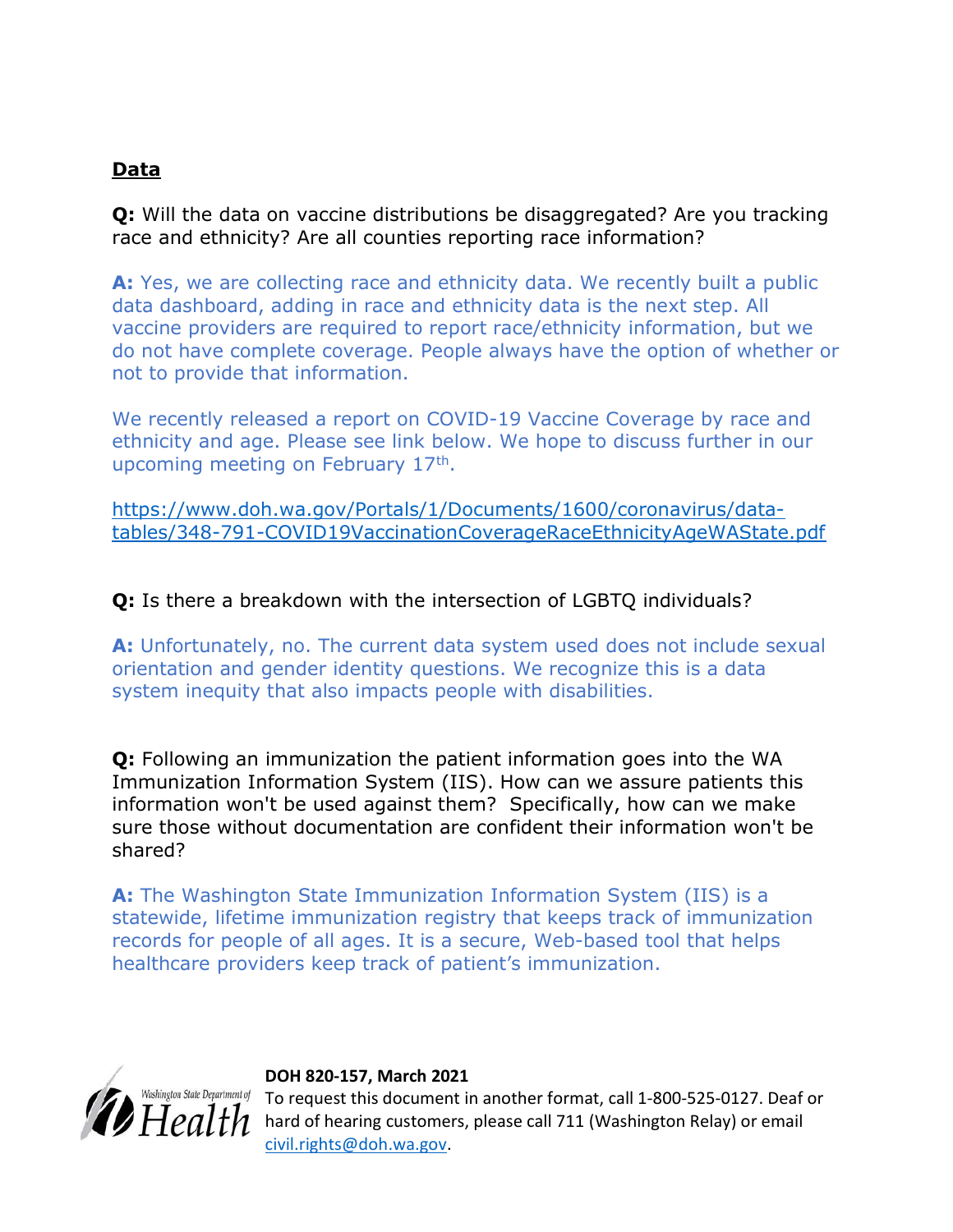## Data

**Q:** Will the data on vaccine distributions be disaggregated? Are you tracking race and ethnicity? Are all counties reporting race information?

**A:** Yes, we are collecting race and ethnicity data. We recently built a public data dashboard, adding in race and ethnicity data is the next step. All vaccine providers are required to report race/ethnicity information, but we do not have complete coverage. People always have the option of whether or not to provide that information.

We recently released a report on COVID-19 Vaccine Coverage by race and ethnicity and age. Please see link below. We hope to discuss further in our upcoming meeting on February 17th.

https://www.doh.wa.gov/Portals/1/Documents/1600/coronavirus/data-tables/348-791-COVID19VaccinationCoverageRaceEthnicityAgeWAState.pdf

**Q:** Is there a breakdown with the intersection of LGBTQ individuals?

**A:** Unfortunately, no. The current data system used does not include sexual orientation and gender identity questions. We recognize this is a data system inequity that also impacts people with disabilities.

**Q:** Following an immunization the patient information goes into the WA Immunization Information System (IIS). How can we assure patients this information won't be used against them? Specifically, how can we make sure those without documentation are confident their information won't be shared?

**A:** The Washington State Immunization Information System (IIS) is a statewide, lifetime immunization registry that keeps track of immunization records for people of all ages. It is a secure, Web-based tool that helps healthcare providers keep track of patient's immunization.

**DOH 820-157, March 2021**
To request this document in another format, call 1-800-525-0127. Deaf or hard of hearing customers, please call 711 (Washington Relay) or email civil.rights@doh.wa.gov.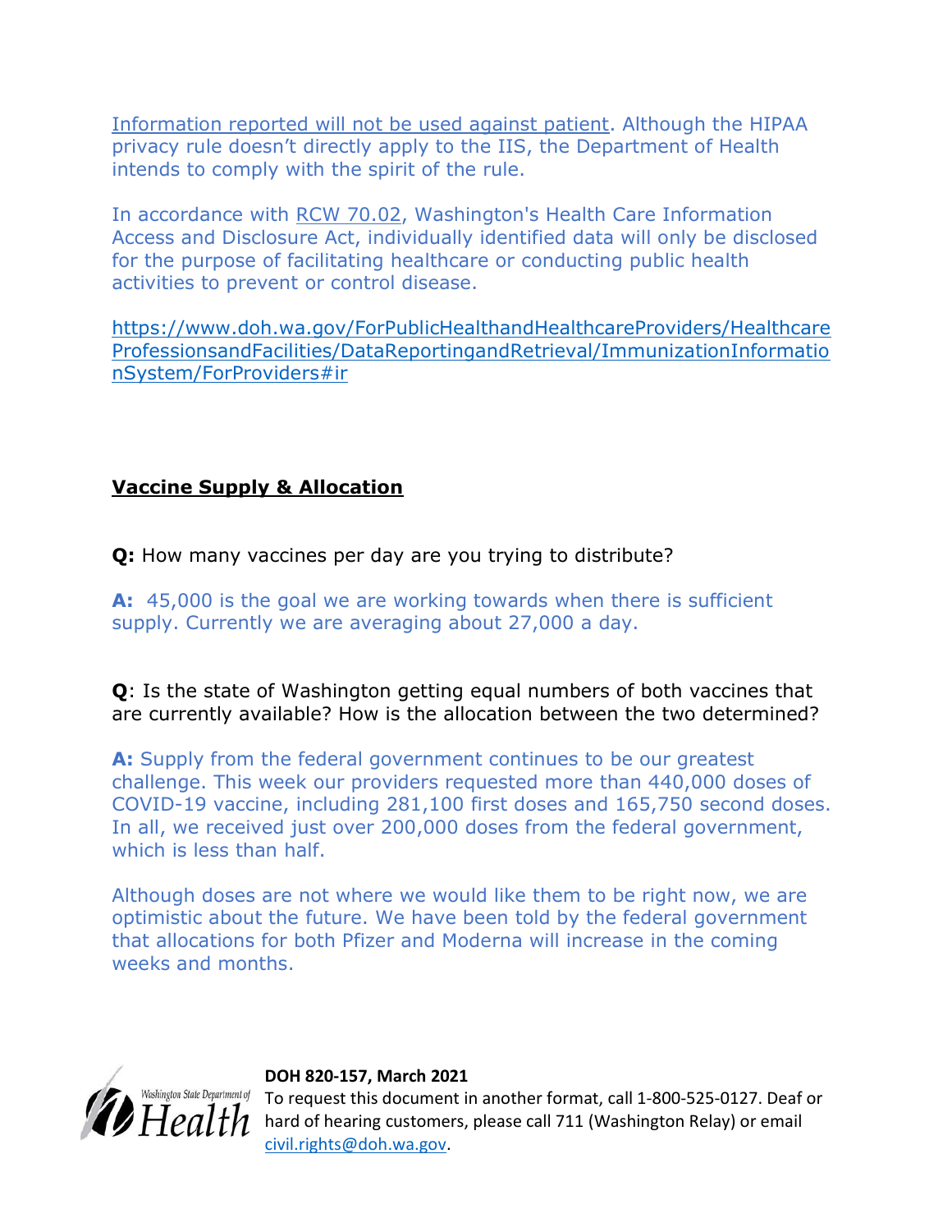[Information reported will not be used against patient](). Although the HIPAA privacy rule doesn't directly apply to the IIS, the Department of Health intends to comply with the spirit of the rule.

In accordance with [RCW 70.02](), Washington's Health Care Information Access and Disclosure Act, individually identified data will only be disclosed for the purpose of facilitating healthcare or conducting public health activities to prevent or control disease.

https://www.doh.wa.gov/ForPublicHealthandHealthcareProviders/HealthcareProfessionsandFacilities/DataReportingandRetrieval/ImmunizationInformationSystem/ForProviders#ir

## Vaccine Supply & Allocation

**Q:** How many vaccines per day are you trying to distribute?

**A:** 45,000 is the goal we are working towards when there is sufficient supply. Currently we are averaging about 27,000 a day.

**Q**: Is the state of Washington getting equal numbers of both vaccines that are currently available? How is the allocation between the two determined?

**A:** Supply from the federal government continues to be our greatest challenge. This week our providers requested more than 440,000 doses of COVID-19 vaccine, including 281,100 first doses and 165,750 second doses. In all, we received just over 200,000 doses from the federal government, which is less than half.

Although doses are not where we would like them to be right now, we are optimistic about the future. We have been told by the federal government that allocations for both Pfizer and Moderna will increase in the coming weeks and months.

**DOH 820-157, March 2021**
To request this document in another format, call 1-800-525-0127. Deaf or hard of hearing customers, please call 711 (Washington Relay) or email civil.rights@doh.wa.gov.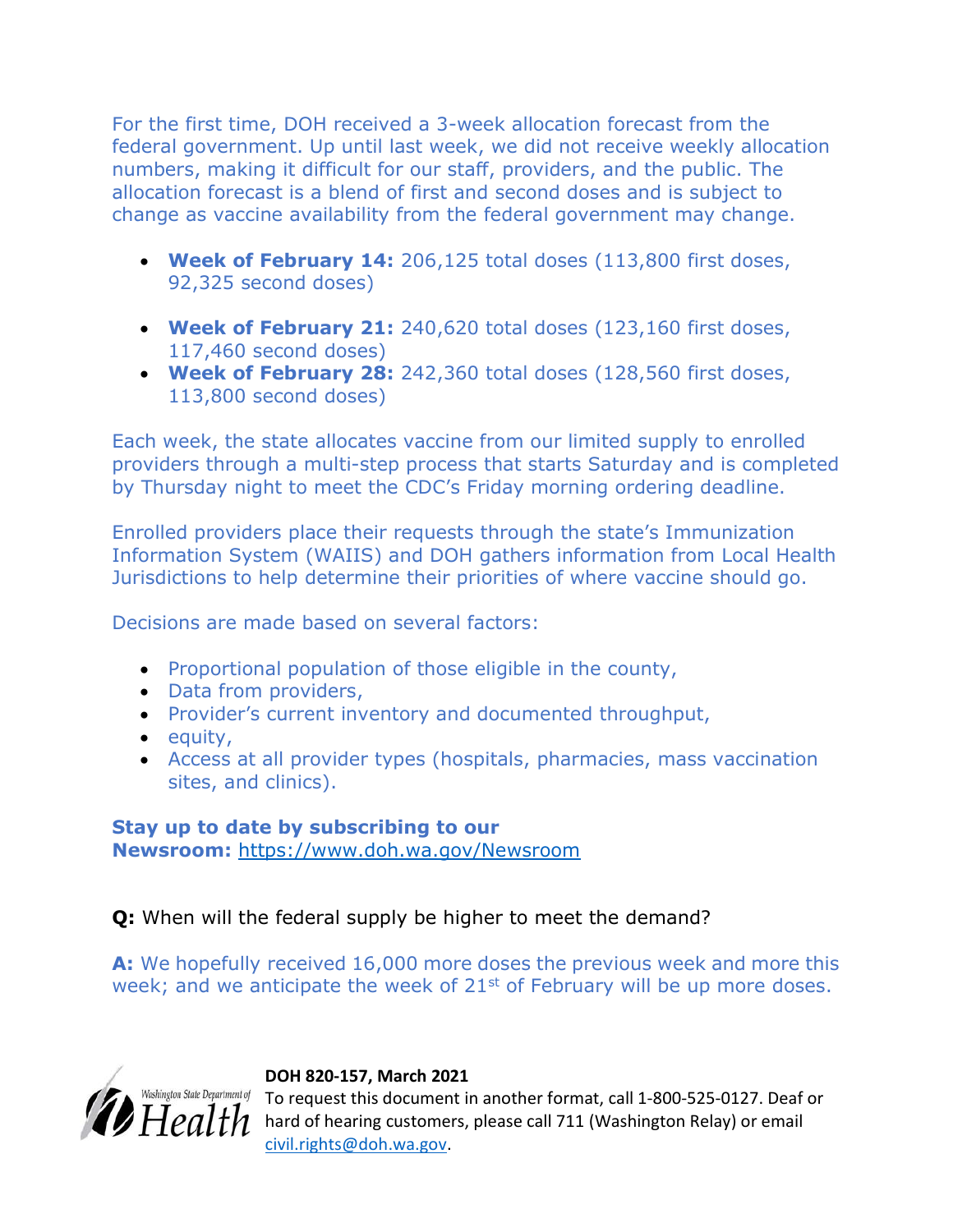For the first time, DOH received a 3-week allocation forecast from the federal government. Up until last week, we did not receive weekly allocation numbers, making it difficult for our staff, providers, and the public. The allocation forecast is a blend of first and second doses and is subject to change as vaccine availability from the federal government may change.

- **Week of February 14:** 206,125 total doses (113,800 first doses, 92,325 second doses)
- **Week of February 21:** 240,620 total doses (123,160 first doses, 117,460 second doses)
- **Week of February 28:** 242,360 total doses (128,560 first doses, 113,800 second doses)

Each week, the state allocates vaccine from our limited supply to enrolled providers through a multi-step process that starts Saturday and is completed by Thursday night to meet the CDC's Friday morning ordering deadline.

Enrolled providers place their requests through the state's Immunization Information System (WAIIS) and DOH gathers information from Local Health Jurisdictions to help determine their priorities of where vaccine should go.

Decisions are made based on several factors:

- Proportional population of those eligible in the county,
- Data from providers,
- Provider's current inventory and documented throughput,
- equity,
- Access at all provider types (hospitals, pharmacies, mass vaccination sites, and clinics).

**Stay up to date by subscribing to our Newsroom:** https://www.doh.wa.gov/Newsroom

**Q:** When will the federal supply be higher to meet the demand?

**A:** We hopefully received 16,000 more doses the previous week and more this week; and we anticipate the week of 21st of February will be up more doses.

**DOH 820-157, March 2021**
To request this document in another format, call 1-800-525-0127. Deaf or hard of hearing customers, please call 711 (Washington Relay) or email civil.rights@doh.wa.gov.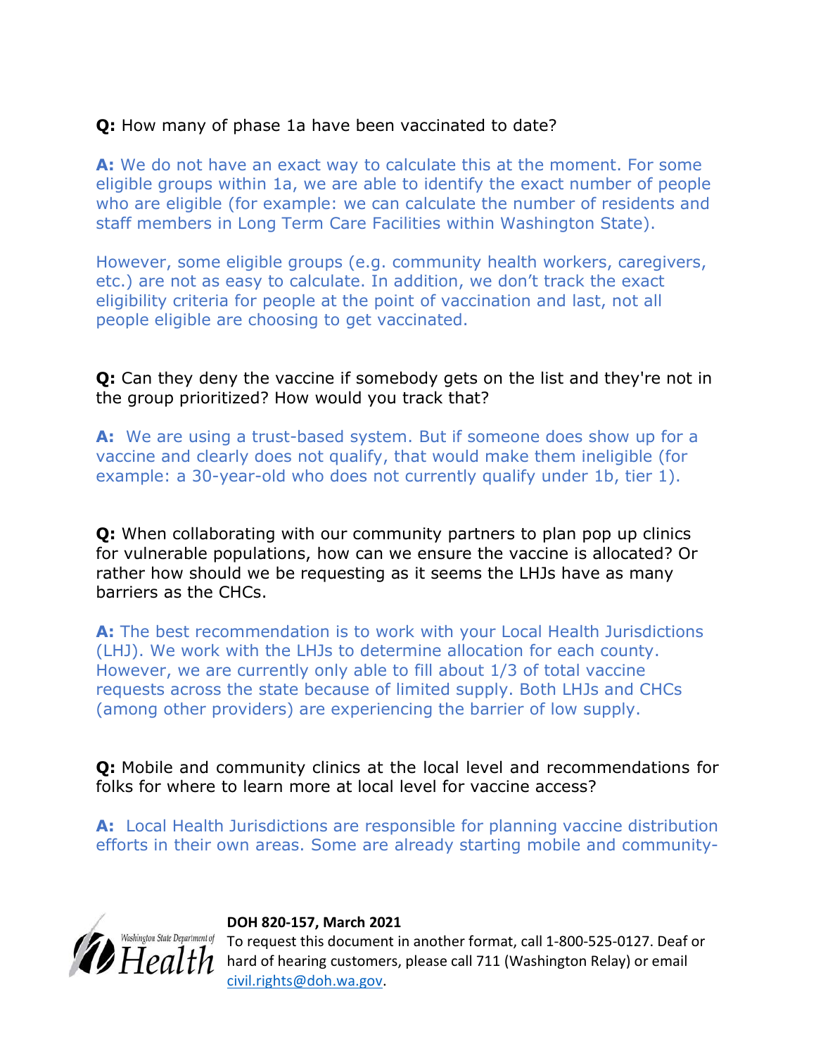**Q:** How many of phase 1a have been vaccinated to date?

**A:** We do not have an exact way to calculate this at the moment. For some eligible groups within 1a, we are able to identify the exact number of people who are eligible (for example: we can calculate the number of residents and staff members in Long Term Care Facilities within Washington State).

However, some eligible groups (e.g. community health workers, caregivers, etc.) are not as easy to calculate. In addition, we don't track the exact eligibility criteria for people at the point of vaccination and last, not all people eligible are choosing to get vaccinated.

**Q:** Can they deny the vaccine if somebody gets on the list and they're not in the group prioritized? How would you track that?

**A:** We are using a trust-based system. But if someone does show up for a vaccine and clearly does not qualify, that would make them ineligible (for example: a 30-year-old who does not currently qualify under 1b, tier 1).

**Q:** When collaborating with our community partners to plan pop up clinics for vulnerable populations, how can we ensure the vaccine is allocated? Or rather how should we be requesting as it seems the LHJs have as many barriers as the CHCs.

**A:** The best recommendation is to work with your Local Health Jurisdictions (LHJ). We work with the LHJs to determine allocation for each county. However, we are currently only able to fill about 1/3 of total vaccine requests across the state because of limited supply. Both LHJs and CHCs (among other providers) are experiencing the barrier of low supply.

**Q:** Mobile and community clinics at the local level and recommendations for folks for where to learn more at local level for vaccine access?

**A:** Local Health Jurisdictions are responsible for planning vaccine distribution efforts in their own areas. Some are already starting mobile and community-

**DOH 820-157, March 2021**
To request this document in another format, call 1-800-525-0127. Deaf or hard of hearing customers, please call 711 (Washington Relay) or email civil.rights@doh.wa.gov.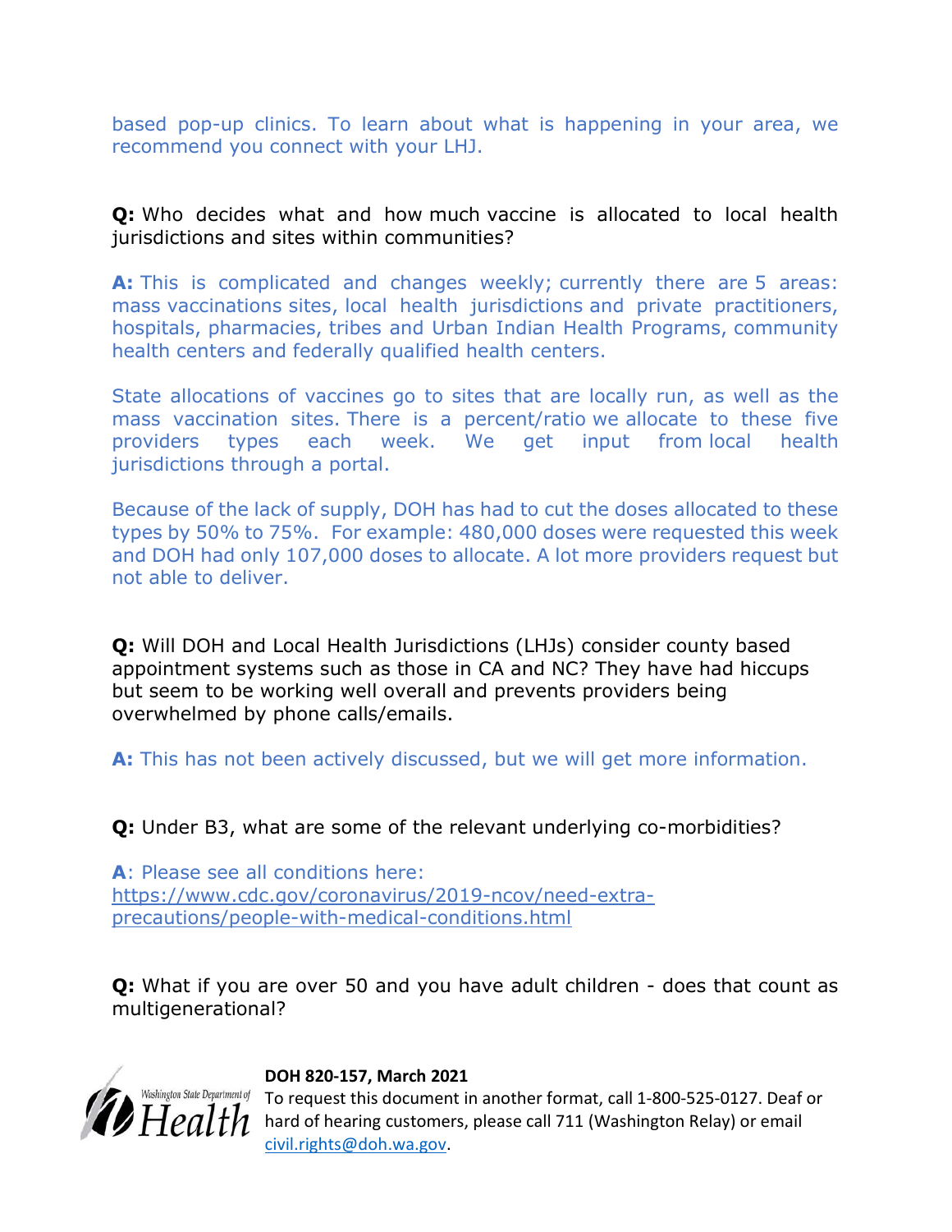based pop-up clinics. To learn about what is happening in your area, we recommend you connect with your LHJ.

**Q:** Who decides what and how much vaccine is allocated to local health jurisdictions and sites within communities?

**A:** This is complicated and changes weekly; currently there are 5 areas: mass vaccinations sites, local health jurisdictions and private practitioners, hospitals, pharmacies, tribes and Urban Indian Health Programs, community health centers and federally qualified health centers.

State allocations of vaccines go to sites that are locally run, as well as the mass vaccination sites. There is a percent/ratio we allocate to these five providers types each week. We get input from local health jurisdictions through a portal.

Because of the lack of supply, DOH has had to cut the doses allocated to these types by 50% to 75%. For example: 480,000 doses were requested this week and DOH had only 107,000 doses to allocate. A lot more providers request but not able to deliver.

**Q:** Will DOH and Local Health Jurisdictions (LHJs) consider county based appointment systems such as those in CA and NC? They have had hiccups but seem to be working well overall and prevents providers being overwhelmed by phone calls/emails.

**A:** This has not been actively discussed, but we will get more information.

**Q:** Under B3, what are some of the relevant underlying co-morbidities?

**A**: Please see all conditions here: https://www.cdc.gov/coronavirus/2019-ncov/need-extra-precautions/people-with-medical-conditions.html

**Q:** What if you are over 50 and you have adult children - does that count as multigenerational?

**DOH 820-157, March 2021**

To request this document in another format, call 1-800-525-0127. Deaf or hard of hearing customers, please call 711 (Washington Relay) or email civil.rights@doh.wa.gov.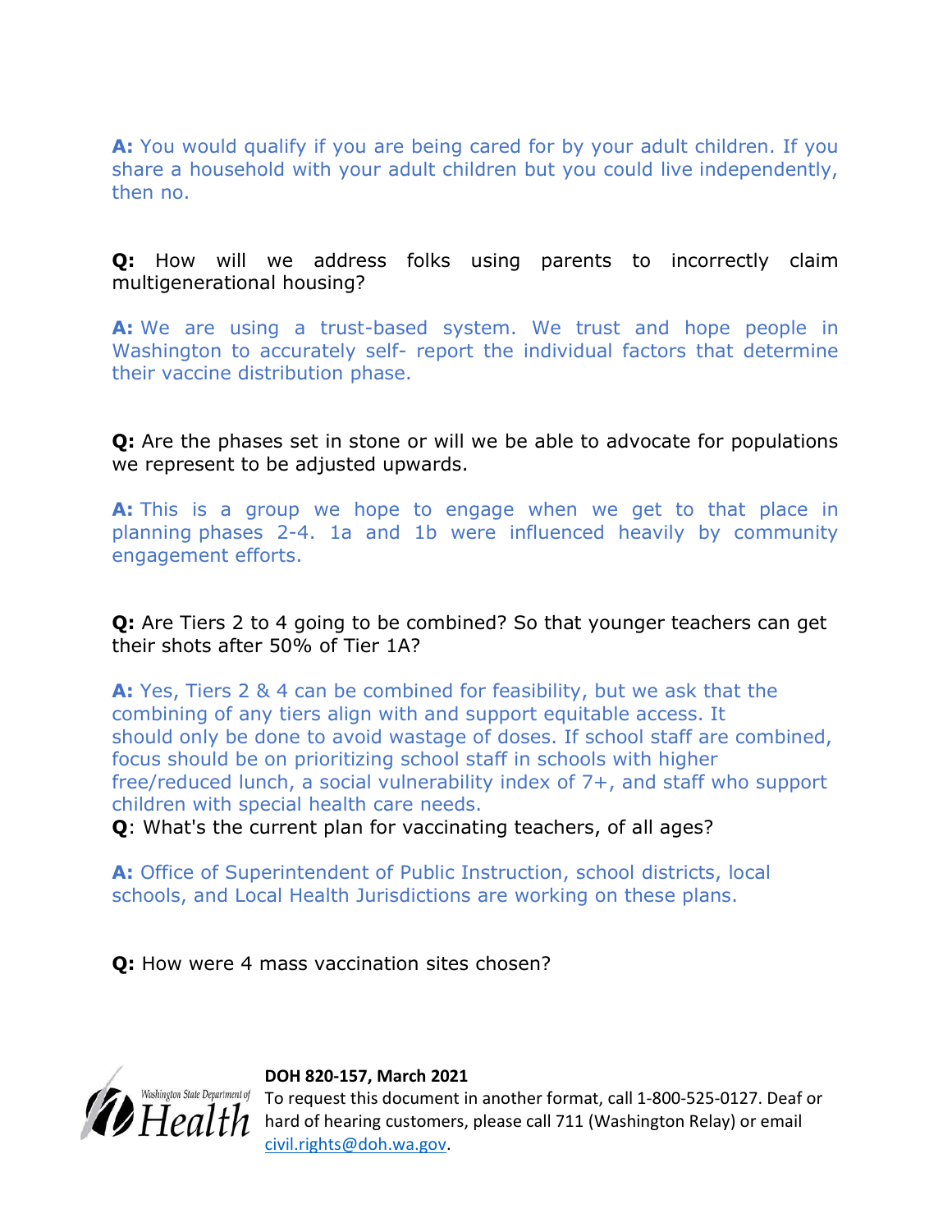**A:** You would qualify if you are being cared for by your adult children. If you share a household with your adult children but you could live independently, then no.

**Q:** How will we address folks using parents to incorrectly claim multigenerational housing?

**A:** We are using a trust-based system. We trust and hope people in Washington to accurately self- report the individual factors that determine their vaccine distribution phase.

**Q:** Are the phases set in stone or will we be able to advocate for populations we represent to be adjusted upwards.

**A:** This is a group we hope to engage when we get to that place in planning phases 2-4. 1a and 1b were influenced heavily by community engagement efforts.

**Q:** Are Tiers 2 to 4 going to be combined? So that younger teachers can get their shots after 50% of Tier 1A?

**A:** Yes, Tiers 2 & 4 can be combined for feasibility, but we ask that the combining of any tiers align with and support equitable access. It should only be done to avoid wastage of doses. If school staff are combined, focus should be on prioritizing school staff in schools with higher free/reduced lunch, a social vulnerability index of 7+, and staff who support children with special health care needs.

**Q**: What's the current plan for vaccinating teachers, of all ages?

**A:** Office of Superintendent of Public Instruction, school districts, local schools, and Local Health Jurisdictions are working on these plans.

**Q:** How were 4 mass vaccination sites chosen?

**DOH 820-157, March 2021**
To request this document in another format, call 1-800-525-0127. Deaf or hard of hearing customers, please call 711 (Washington Relay) or email civil.rights@doh.wa.gov.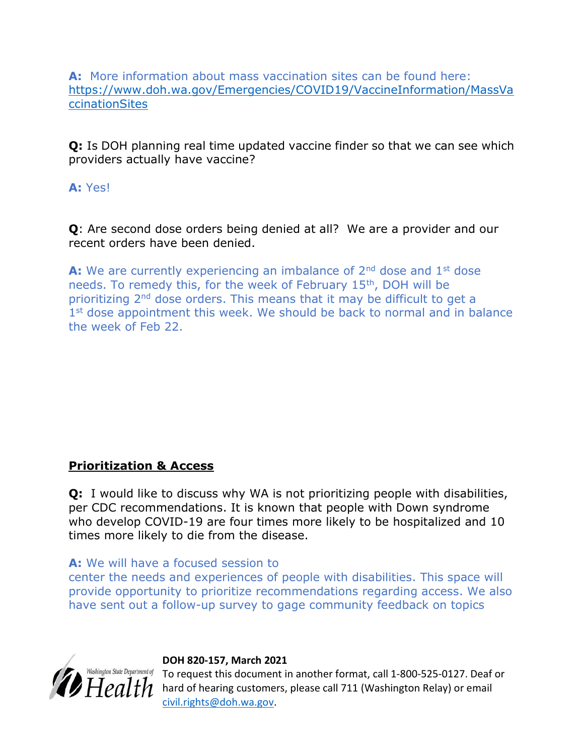**A:** More information about mass vaccination sites can be found here: https://www.doh.wa.gov/Emergencies/COVID19/VaccineInformation/MassVaccinationSites

**Q:** Is DOH planning real time updated vaccine finder so that we can see which providers actually have vaccine?

**A:** Yes!

**Q**: Are second dose orders being denied at all? We are a provider and our recent orders have been denied.

**A:** We are currently experiencing an imbalance of 2nd dose and 1st dose needs. To remedy this, for the week of February 15th, DOH will be prioritizing 2nd dose orders. This means that it may be difficult to get a 1st dose appointment this week. We should be back to normal and in balance the week of Feb 22.

## Prioritization & Access

**Q:** I would like to discuss why WA is not prioritizing people with disabilities, per CDC recommendations. It is known that people with Down syndrome who develop COVID-19 are four times more likely to be hospitalized and 10 times more likely to die from the disease.

**A:** We will have a focused session to center the needs and experiences of people with disabilities. This space will provide opportunity to prioritize recommendations regarding access. We also have sent out a follow-up survey to gage community feedback on topics

**DOH 820-157, March 2021**
To request this document in another format, call 1-800-525-0127. Deaf or hard of hearing customers, please call 711 (Washington Relay) or email civil.rights@doh.wa.gov.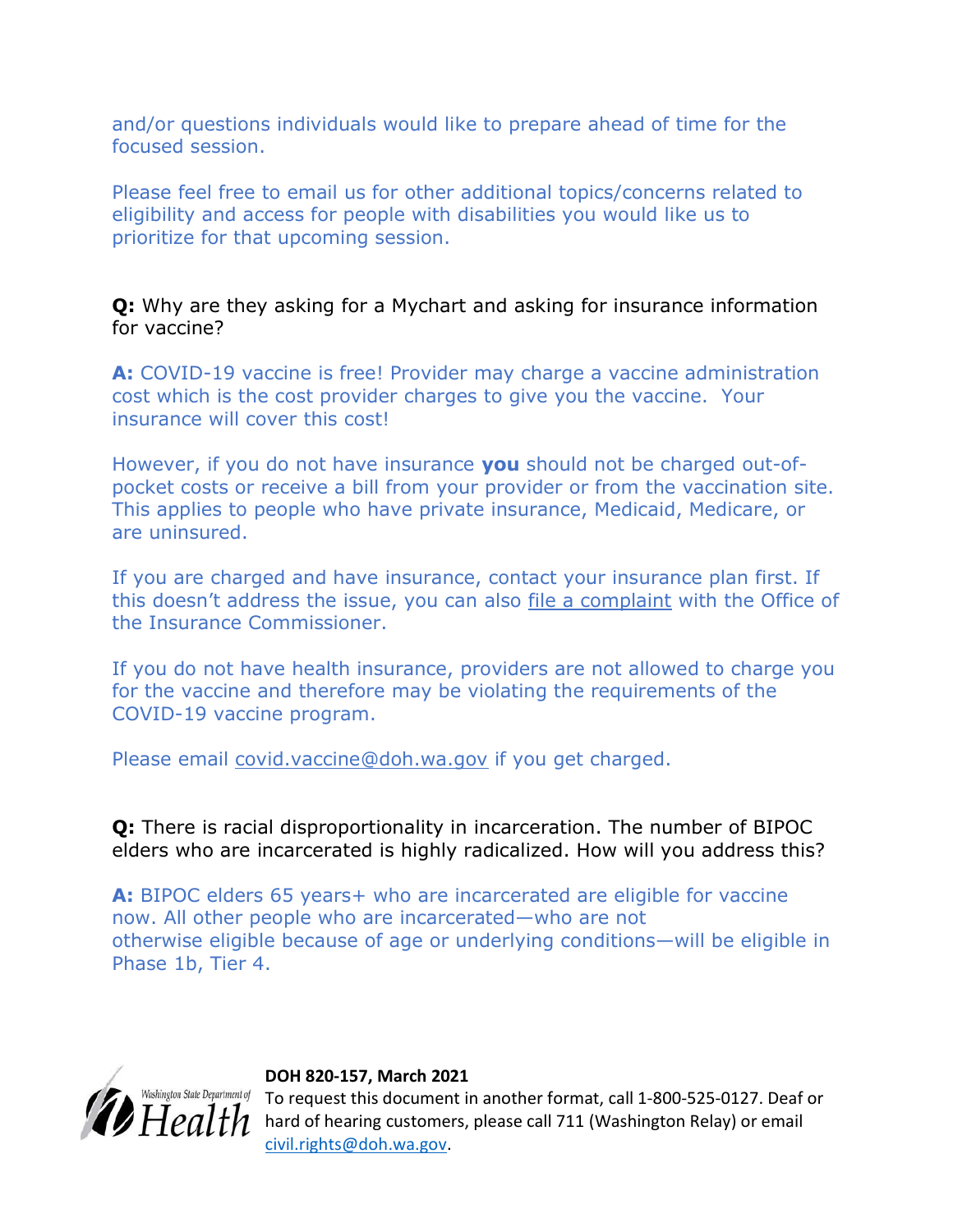and/or questions individuals would like to prepare ahead of time for the focused session.

Please feel free to email us for other additional topics/concerns related to eligibility and access for people with disabilities you would like us to prioritize for that upcoming session.

**Q:** Why are they asking for a Mychart and asking for insurance information for vaccine?

**A:** COVID-19 vaccine is free! Provider may charge a vaccine administration cost which is the cost provider charges to give you the vaccine. Your insurance will cover this cost!

However, if you do not have insurance **you** should not be charged out-of-pocket costs or receive a bill from your provider or from the vaccination site. This applies to people who have private insurance, Medicaid, Medicare, or are uninsured.

If you are charged and have insurance, contact your insurance plan first. If this doesn't address the issue, you can also file a complaint with the Office of the Insurance Commissioner.

If you do not have health insurance, providers are not allowed to charge you for the vaccine and therefore may be violating the requirements of the COVID-19 vaccine program.

Please email covid.vaccine@doh.wa.gov if you get charged.

**Q:** There is racial disproportionality in incarceration. The number of BIPOC elders who are incarcerated is highly radicalized. How will you address this?

**A:** BIPOC elders 65 years+ who are incarcerated are eligible for vaccine now. All other people who are incarcerated—who are not otherwise eligible because of age or underlying conditions—will be eligible in Phase 1b, Tier 4.

**DOH 820-157, March 2021**
To request this document in another format, call 1-800-525-0127. Deaf or hard of hearing customers, please call 711 (Washington Relay) or email civil.rights@doh.wa.gov.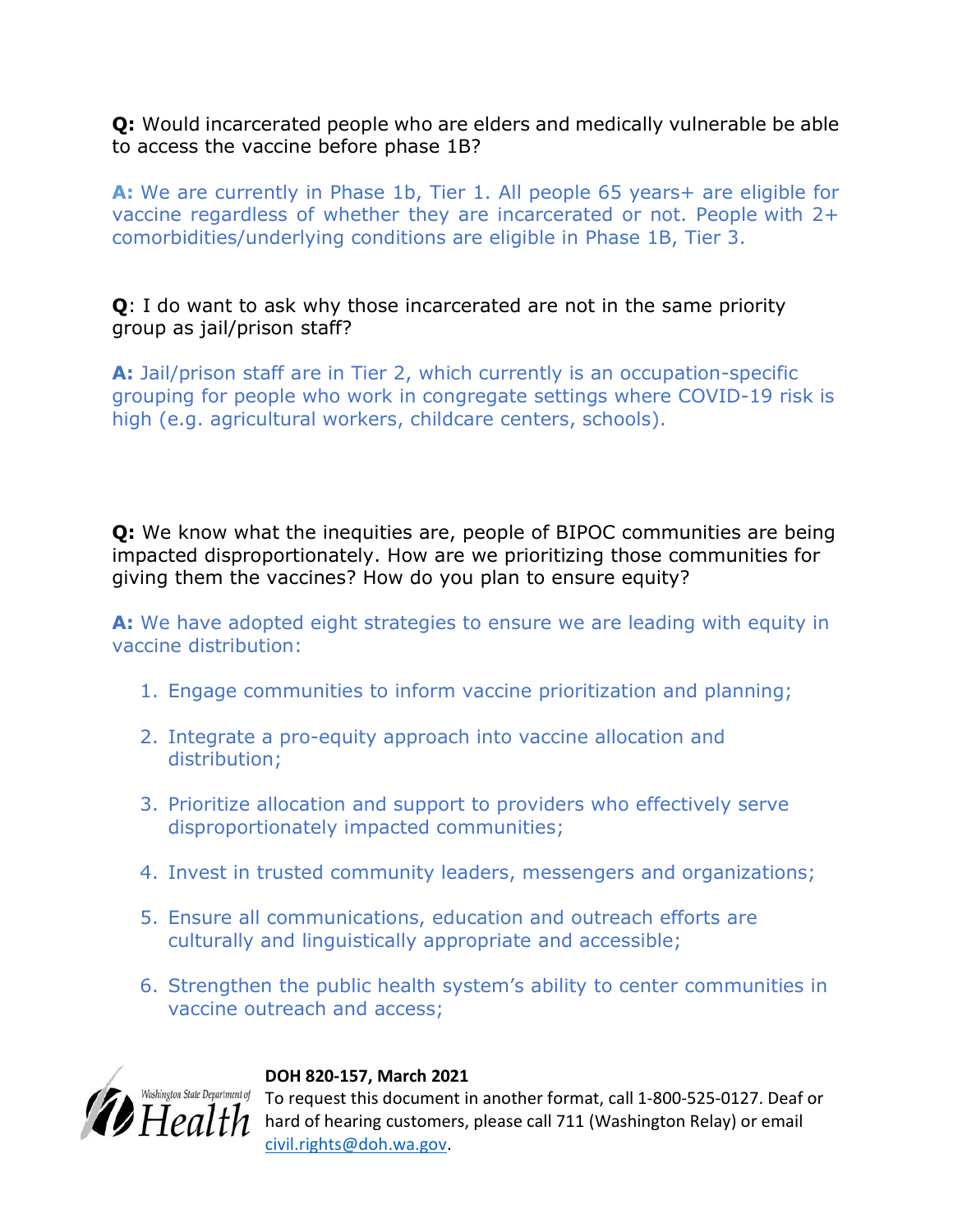**Q:** Would incarcerated people who are elders and medically vulnerable be able to access the vaccine before phase 1B?

**A:** We are currently in Phase 1b, Tier 1. All people 65 years+ are eligible for vaccine regardless of whether they are incarcerated or not. People with 2+ comorbidities/underlying conditions are eligible in Phase 1B, Tier 3.

**Q**: I do want to ask why those incarcerated are not in the same priority group as jail/prison staff?

**A:** Jail/prison staff are in Tier 2, which currently is an occupation-specific grouping for people who work in congregate settings where COVID-19 risk is high (e.g. agricultural workers, childcare centers, schools).

**Q:** We know what the inequities are, people of BIPOC communities are being impacted disproportionately. How are we prioritizing those communities for giving them the vaccines? How do you plan to ensure equity?

**A:** We have adopted eight strategies to ensure we are leading with equity in vaccine distribution:

1. Engage communities to inform vaccine prioritization and planning;
2. Integrate a pro-equity approach into vaccine allocation and distribution;
3. Prioritize allocation and support to providers who effectively serve disproportionately impacted communities;
4. Invest in trusted community leaders, messengers and organizations;
5. Ensure all communications, education and outreach efforts are culturally and linguistically appropriate and accessible;
6. Strengthen the public health system's ability to center communities in vaccine outreach and access;

**DOH 820-157, March 2021**
To request this document in another format, call 1-800-525-0127. Deaf or hard of hearing customers, please call 711 (Washington Relay) or email civil.rights@doh.wa.gov.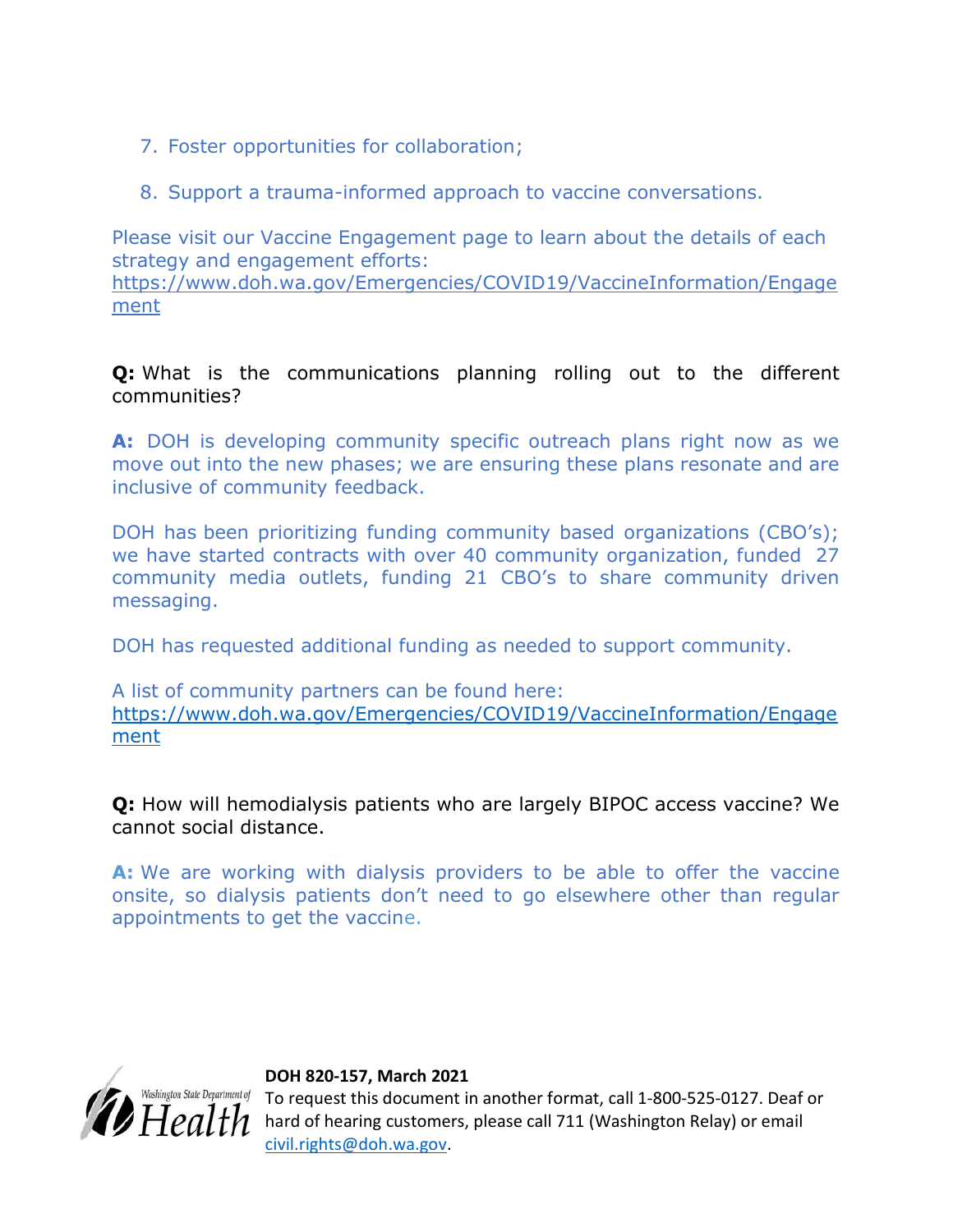7. Foster opportunities for collaboration;

8. Support a trauma-informed approach to vaccine conversations.

Please visit our Vaccine Engagement page to learn about the details of each strategy and engagement efforts: https://www.doh.wa.gov/Emergencies/COVID19/VaccineInformation/Engagement

**Q:** What is the communications planning rolling out to the different communities?

**A:** DOH is developing community specific outreach plans right now as we move out into the new phases; we are ensuring these plans resonate and are inclusive of community feedback.

DOH has been prioritizing funding community based organizations (CBO's); we have started contracts with over 40 community organization, funded 27 community media outlets, funding 21 CBO's to share community driven messaging.

DOH has requested additional funding as needed to support community.

A list of community partners can be found here: https://www.doh.wa.gov/Emergencies/COVID19/VaccineInformation/Engagement

**Q:** How will hemodialysis patients who are largely BIPOC access vaccine? We cannot social distance.

**A:** We are working with dialysis providers to be able to offer the vaccine onsite, so dialysis patients don't need to go elsewhere other than regular appointments to get the vaccine.

**DOH 820-157, March 2021**
To request this document in another format, call 1-800-525-0127. Deaf or hard of hearing customers, please call 711 (Washington Relay) or email civil.rights@doh.wa.gov.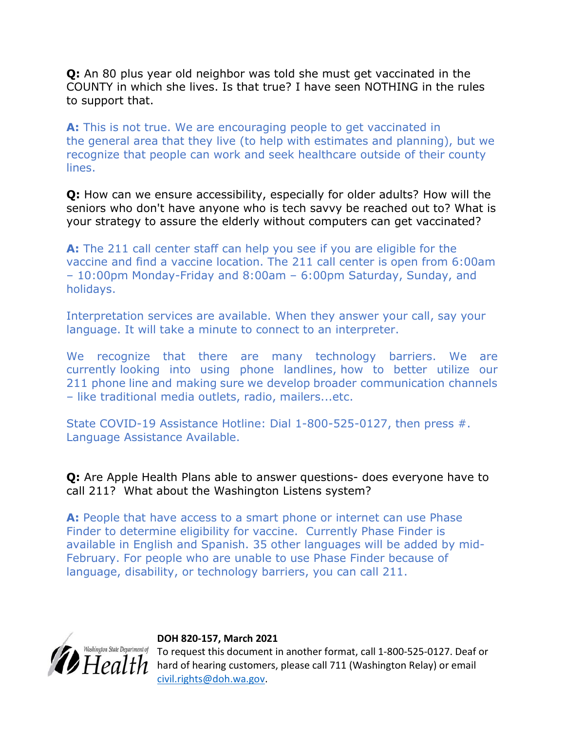**Q:** An 80 plus year old neighbor was told she must get vaccinated in the COUNTY in which she lives. Is that true? I have seen NOTHING in the rules to support that.

**A:** This is not true. We are encouraging people to get vaccinated in the general area that they live (to help with estimates and planning), but we recognize that people can work and seek healthcare outside of their county lines.

**Q:** How can we ensure accessibility, especially for older adults? How will the seniors who don't have anyone who is tech savvy be reached out to? What is your strategy to assure the elderly without computers can get vaccinated?

**A:** The 211 call center staff can help you see if you are eligible for the vaccine and find a vaccine location. The 211 call center is open from 6:00am – 10:00pm Monday-Friday and 8:00am – 6:00pm Saturday, Sunday, and holidays.

Interpretation services are available. When they answer your call, say your language. It will take a minute to connect to an interpreter.

We recognize that there are many technology barriers. We are currently looking into using phone landlines, how to better utilize our 211 phone line and making sure we develop broader communication channels – like traditional media outlets, radio, mailers...etc.

State COVID-19 Assistance Hotline: Dial 1-800-525-0127, then press #. Language Assistance Available.

**Q:** Are Apple Health Plans able to answer questions- does everyone have to call 211? What about the Washington Listens system?

**A:** People that have access to a smart phone or internet can use Phase Finder to determine eligibility for vaccine. Currently Phase Finder is available in English and Spanish. 35 other languages will be added by mid-February. For people who are unable to use Phase Finder because of language, disability, or technology barriers, you can call 211.

**DOH 820-157, March 2021**
To request this document in another format, call 1-800-525-0127. Deaf or hard of hearing customers, please call 711 (Washington Relay) or email civil.rights@doh.wa.gov.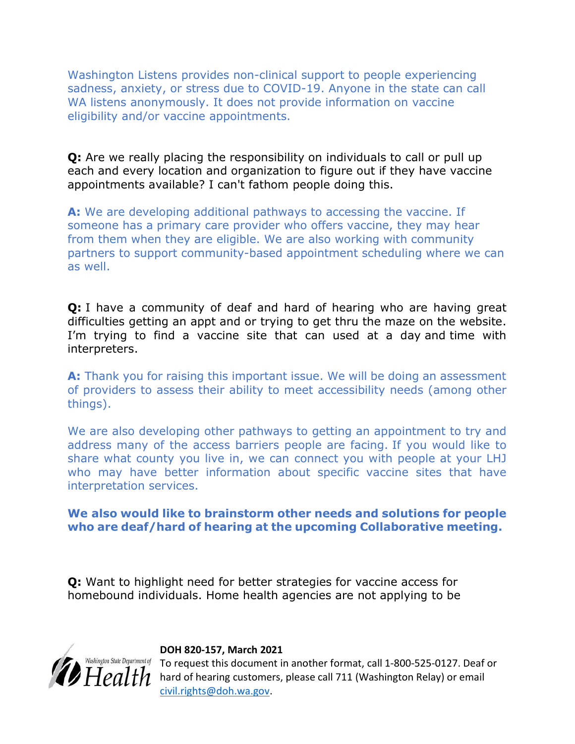Washington Listens provides non-clinical support to people experiencing sadness, anxiety, or stress due to COVID-19. Anyone in the state can call WA listens anonymously. It does not provide information on vaccine eligibility and/or vaccine appointments.

**Q:** Are we really placing the responsibility on individuals to call or pull up each and every location and organization to figure out if they have vaccine appointments available? I can't fathom people doing this.

**A:** We are developing additional pathways to accessing the vaccine. If someone has a primary care provider who offers vaccine, they may hear from them when they are eligible. We are also working with community partners to support community-based appointment scheduling where we can as well.

**Q:** I have a community of deaf and hard of hearing who are having great difficulties getting an appt and or trying to get thru the maze on the website. I'm trying to find a vaccine site that can used at a day and time with interpreters.

**A:** Thank you for raising this important issue. We will be doing an assessment of providers to assess their ability to meet accessibility needs (among other things).

We are also developing other pathways to getting an appointment to try and address many of the access barriers people are facing. If you would like to share what county you live in, we can connect you with people at your LHJ who may have better information about specific vaccine sites that have interpretation services.

**We also would like to brainstorm other needs and solutions for people who are deaf/hard of hearing at the upcoming Collaborative meeting.**

**Q:** Want to highlight need for better strategies for vaccine access for homebound individuals. Home health agencies are not applying to be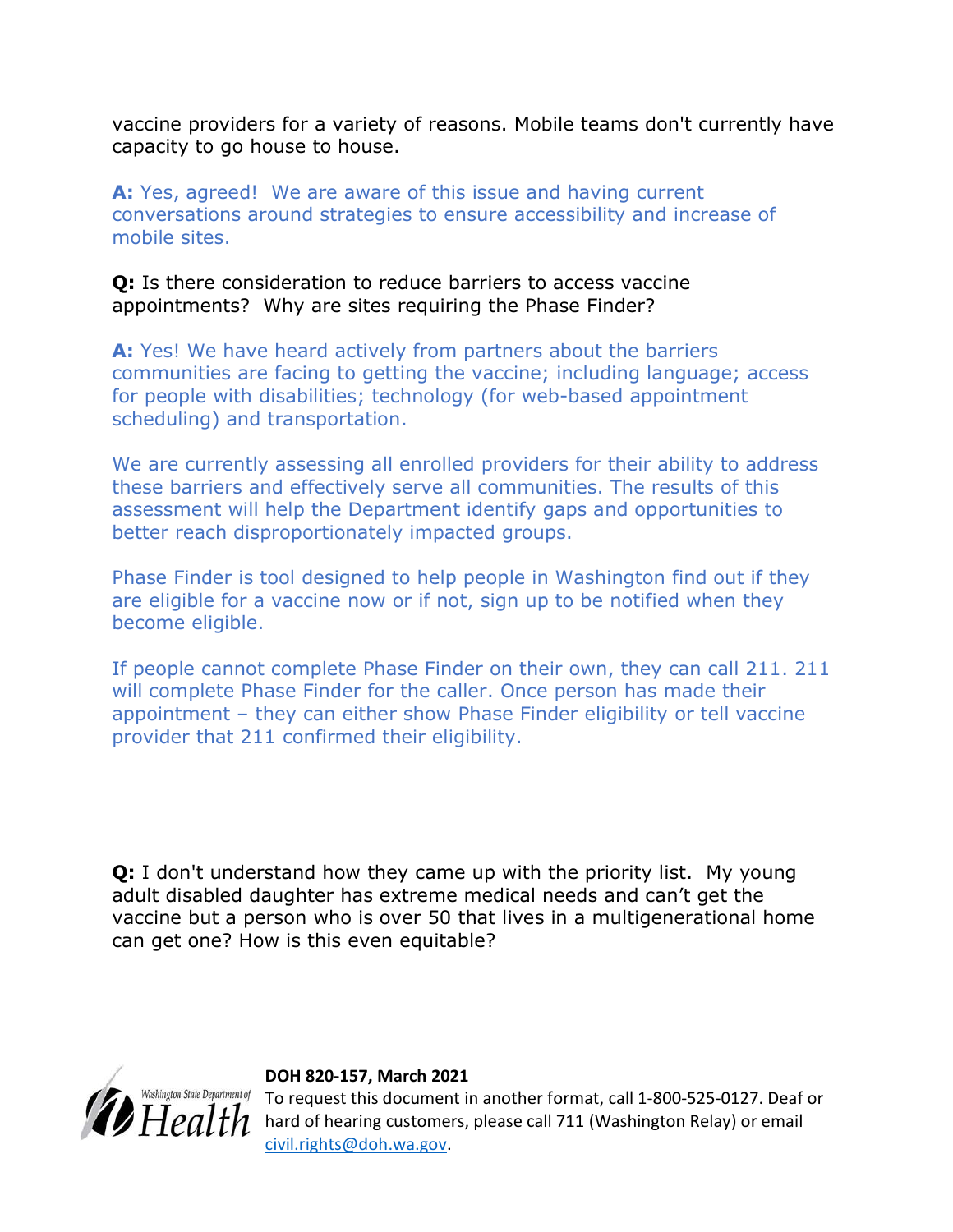vaccine providers for a variety of reasons. Mobile teams don't currently have capacity to go house to house.

**A:** Yes, agreed! We are aware of this issue and having current conversations around strategies to ensure accessibility and increase of mobile sites.

**Q:** Is there consideration to reduce barriers to access vaccine appointments? Why are sites requiring the Phase Finder?

**A:** Yes! We have heard actively from partners about the barriers communities are facing to getting the vaccine; including language; access for people with disabilities; technology (for web-based appointment scheduling) and transportation.

We are currently assessing all enrolled providers for their ability to address these barriers and effectively serve all communities. The results of this assessment will help the Department identify gaps and opportunities to better reach disproportionately impacted groups.

Phase Finder is tool designed to help people in Washington find out if they are eligible for a vaccine now or if not, sign up to be notified when they become eligible.

If people cannot complete Phase Finder on their own, they can call 211. 211 will complete Phase Finder for the caller. Once person has made their appointment – they can either show Phase Finder eligibility or tell vaccine provider that 211 confirmed their eligibility.

**Q:** I don't understand how they came up with the priority list. My young adult disabled daughter has extreme medical needs and can't get the vaccine but a person who is over 50 that lives in a multigenerational home can get one? How is this even equitable?

**DOH 820-157, March 2021**

To request this document in another format, call 1-800-525-0127. Deaf or hard of hearing customers, please call 711 (Washington Relay) or email civil.rights@doh.wa.gov.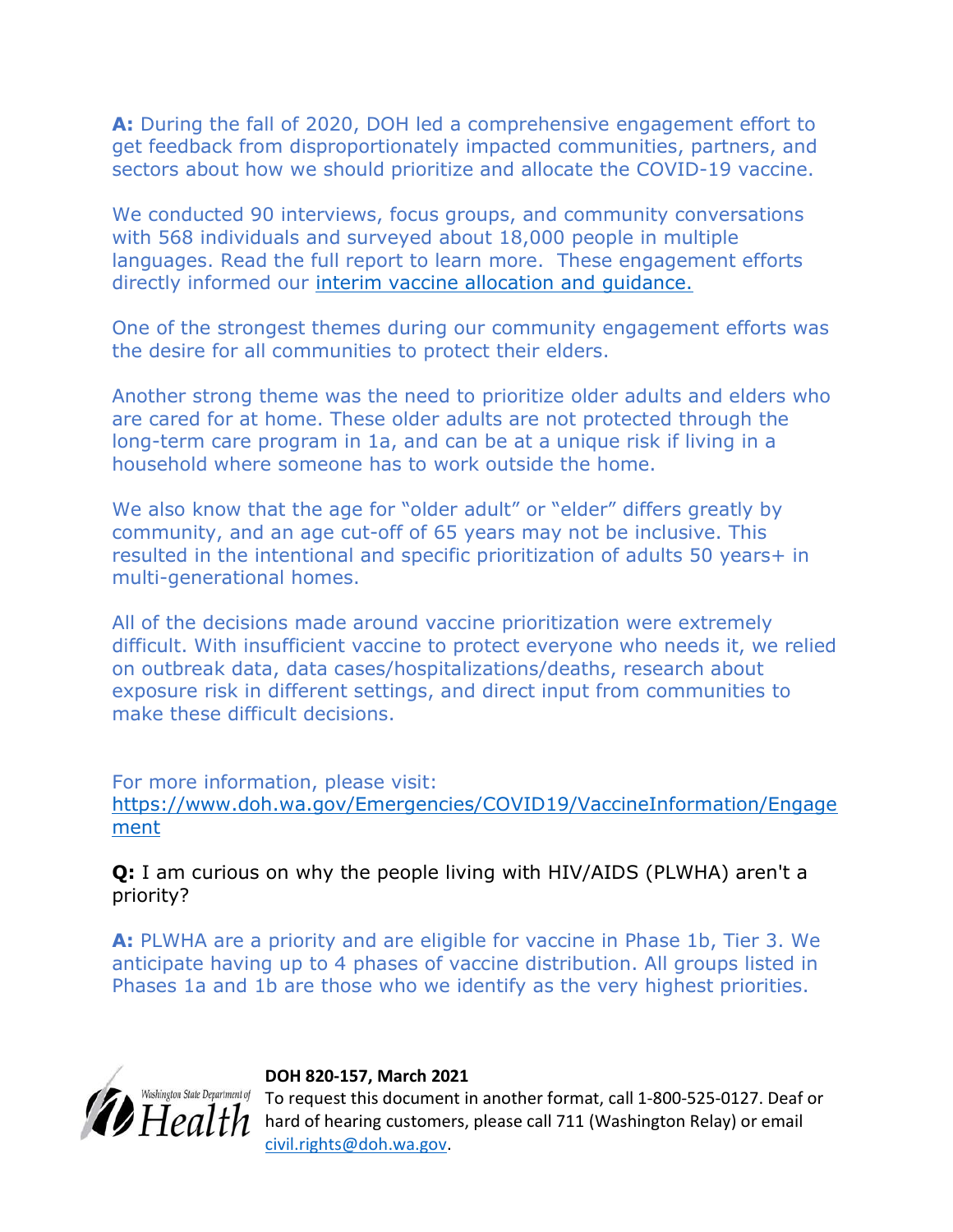**A:** During the fall of 2020, DOH led a comprehensive engagement effort to get feedback from disproportionately impacted communities, partners, and sectors about how we should prioritize and allocate the COVID-19 vaccine.

We conducted 90 interviews, focus groups, and community conversations with 568 individuals and surveyed about 18,000 people in multiple languages. Read the full report to learn more. These engagement efforts directly informed our interim vaccine allocation and guidance.

One of the strongest themes during our community engagement efforts was the desire for all communities to protect their elders.

Another strong theme was the need to prioritize older adults and elders who are cared for at home. These older adults are not protected through the long-term care program in 1a, and can be at a unique risk if living in a household where someone has to work outside the home.

We also know that the age for "older adult" or "elder" differs greatly by community, and an age cut-off of 65 years may not be inclusive. This resulted in the intentional and specific prioritization of adults 50 years+ in multi-generational homes.

All of the decisions made around vaccine prioritization were extremely difficult. With insufficient vaccine to protect everyone who needs it, we relied on outbreak data, data cases/hospitalizations/deaths, research about exposure risk in different settings, and direct input from communities to make these difficult decisions.

For more information, please visit: https://www.doh.wa.gov/Emergencies/COVID19/VaccineInformation/Engagement

**Q:** I am curious on why the people living with HIV/AIDS (PLWHA) aren't a priority?

**A:** PLWHA are a priority and are eligible for vaccine in Phase 1b, Tier 3. We anticipate having up to 4 phases of vaccine distribution. All groups listed in Phases 1a and 1b are those who we identify as the very highest priorities.

Washington State Department of Health

**DOH 820-157, March 2021**

To request this document in another format, call 1-800-525-0127. Deaf or hard of hearing customers, please call 711 (Washington Relay) or email civil.rights@doh.wa.gov.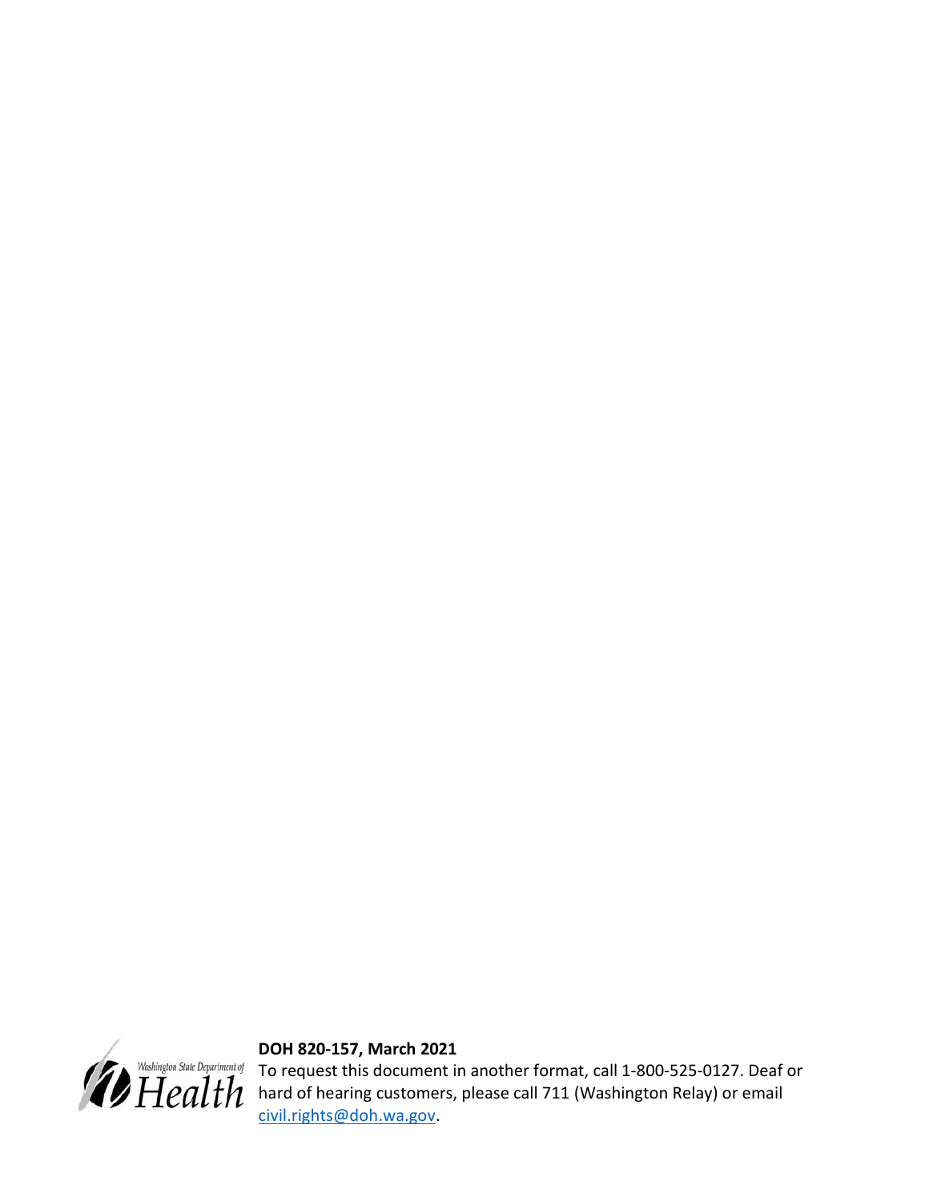**DOH 820-157, March 2021**

To request this document in another format, call 1-800-525-0127. Deaf or hard of hearing customers, please call 711 (Washington Relay) or email civil.rights@doh.wa.gov.